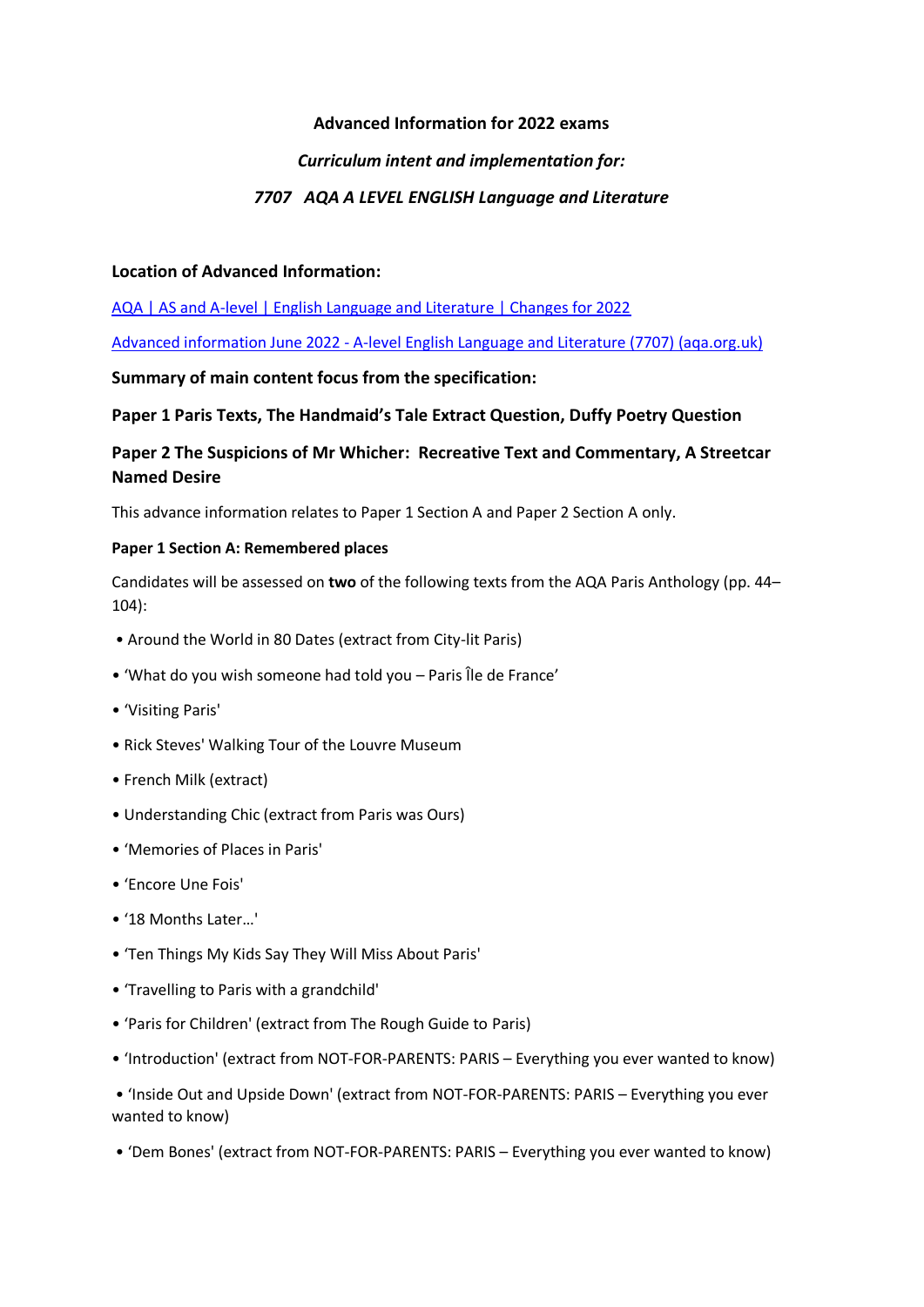**Advanced Information for 2022 exams**

***Curriculum intent and implementation for:***

***7707 AQA A LEVEL ENGLISH Language and Literature***

**Location of Advanced Information:**

[AQA | AS and A-level | English Language and Literature | Changes for 2022]

[Advanced information June 2022 - A-level English Language and Literature (7707) (aqa.org.uk)]

**Summary of main content focus from the specification:**

**Paper 1 Paris Texts, The Handmaid's Tale Extract Question, Duffy Poetry Question**

**Paper 2 The Suspicions of Mr Whicher: Recreative Text and Commentary, A Streetcar Named Desire**

This advance information relates to Paper 1 Section A and Paper 2 Section A only.

**Paper 1 Section A: Remembered places**

Candidates will be assessed on **two** of the following texts from the AQA Paris Anthology (pp. 44–104):

- Around the World in 80 Dates (extract from City-lit Paris)
- 'What do you wish someone had told you – Paris Île de France'
- 'Visiting Paris'
- Rick Steves' Walking Tour of the Louvre Museum
- French Milk (extract)
- Understanding Chic (extract from Paris was Ours)
- 'Memories of Places in Paris'
- 'Encore Une Fois'
- '18 Months Later…'
- 'Ten Things My Kids Say They Will Miss About Paris'
- 'Travelling to Paris with a grandchild'
- 'Paris for Children' (extract from The Rough Guide to Paris)
- 'Introduction' (extract from NOT-FOR-PARENTS: PARIS – Everything you ever wanted to know)
- 'Inside Out and Upside Down' (extract from NOT-FOR-PARENTS: PARIS – Everything you ever wanted to know)
- 'Dem Bones' (extract from NOT-FOR-PARENTS: PARIS – Everything you ever wanted to know)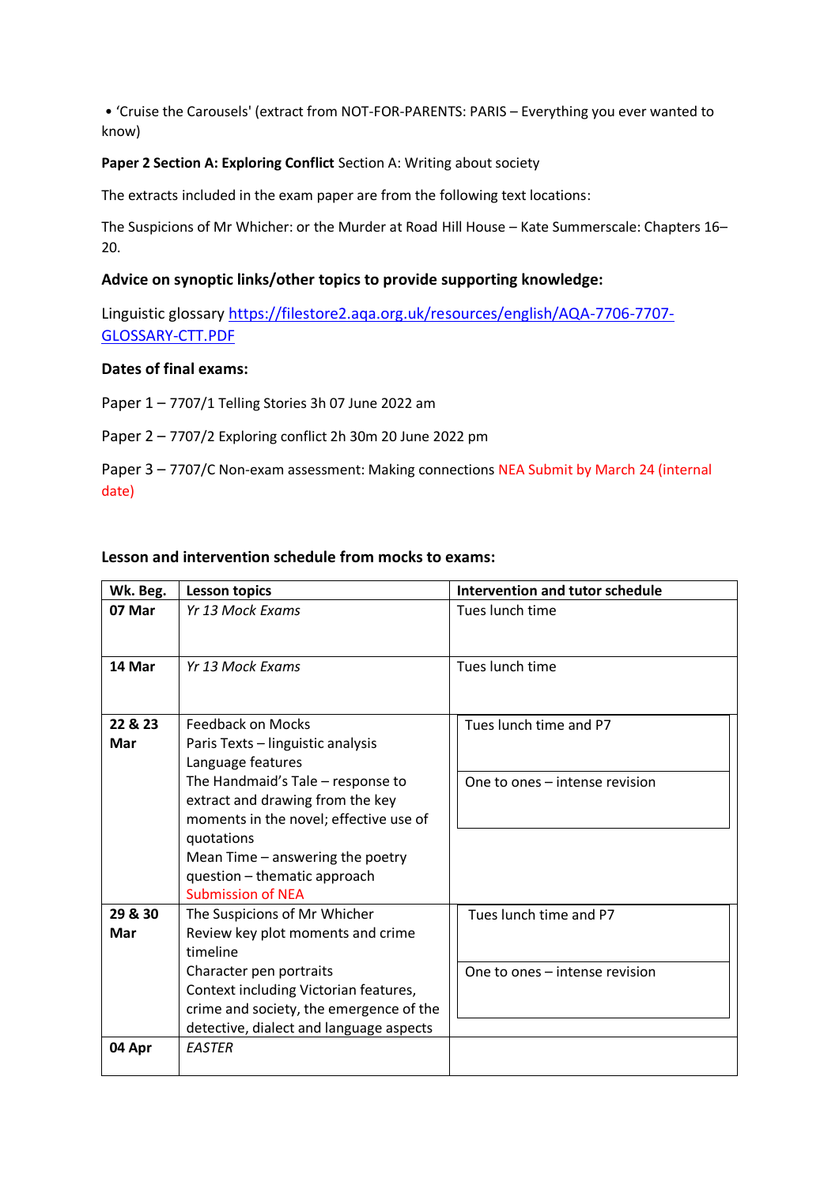• 'Cruise the Carousels' (extract from NOT-FOR-PARENTS: PARIS – Everything you ever wanted to know)

**Paper 2 Section A: Exploring Conflict** Section A: Writing about society

The extracts included in the exam paper are from the following text locations:

The Suspicions of Mr Whicher: or the Murder at Road Hill House – Kate Summerscale: Chapters 16–20.

### Advice on synoptic links/other topics to provide supporting knowledge:

Linguistic glossary [https://filestore2.aqa.org.uk/resources/english/AQA-7706-7707-GLOSSARY-CTT.PDF](https://filestore2.aqa.org.uk/resources/english/AQA-7706-7707-GLOSSARY-CTT.PDF)

### Dates of final exams:

Paper 1 – 7707/1 Telling Stories 3h 07 June 2022 am

Paper 2 – 7707/2 Exploring conflict 2h 30m 20 June 2022 pm

Paper 3 – 7707/C Non-exam assessment: Making connections NEA Submit by March 24 (internal date)

### Lesson and intervention schedule from mocks to exams:

| Wk. Beg. | Lesson topics | Intervention and tutor schedule |
|---|---|---|
| **07 Mar** | *Yr 13 Mock Exams* | Tues lunch time |
| **14 Mar** | *Yr 13 Mock Exams* | Tues lunch time |
| **22 & 23 Mar** | Feedback on Mocks<br>Paris Texts – linguistic analysis<br>Language features<br>The Handmaid's Tale – response to extract and drawing from the key moments in the novel; effective use of quotations<br>Mean Time – answering the poetry question – thematic approach<br>Submission of NEA | Tues lunch time and P7<br>One to ones – intense revision |
| **29 & 30 Mar** | The Suspicions of Mr Whicher<br>Review key plot moments and crime timeline<br>Character pen portraits<br>Context including Victorian features, crime and society, the emergence of the detective, dialect and language aspects | Tues lunch time and P7<br>One to ones – intense revision |
| **04 Apr** | *EASTER* | |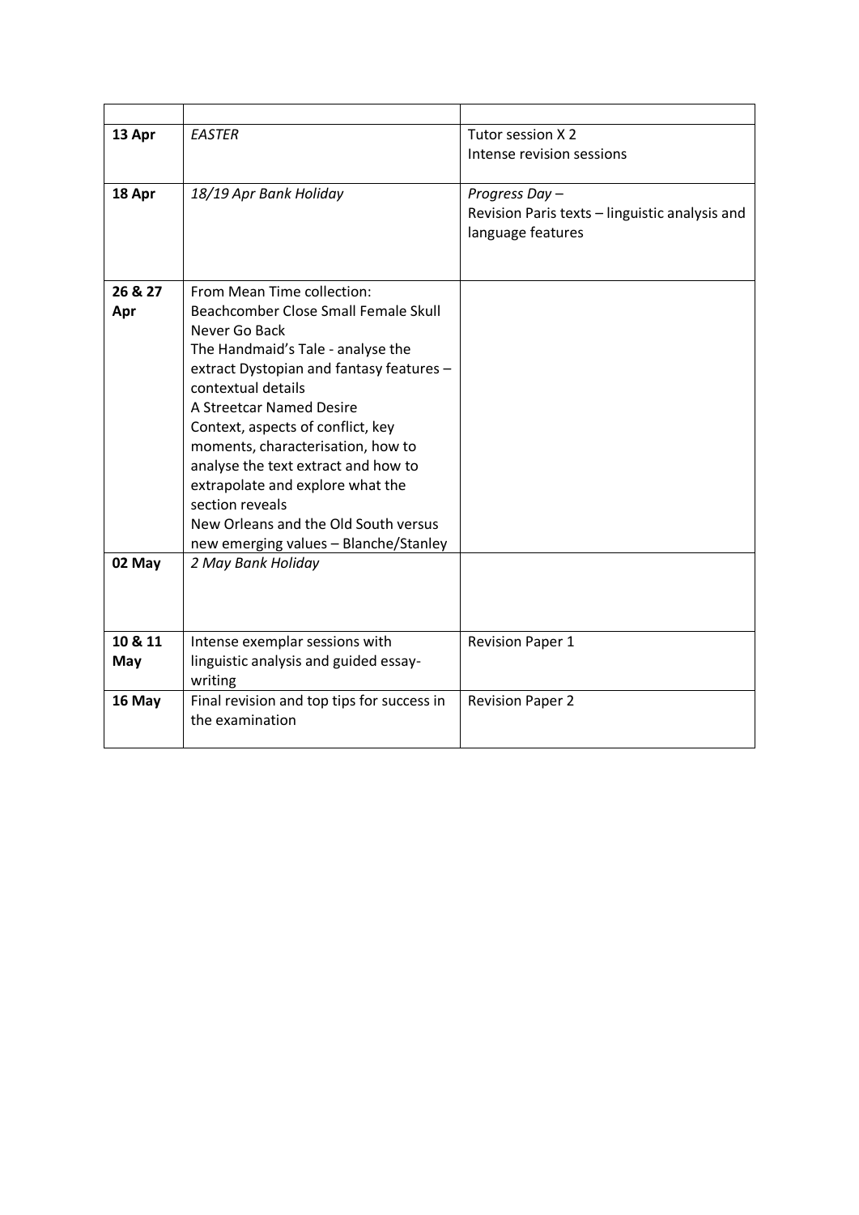| | | |
|---|---|---|
| **13 Apr** | *EASTER* | Tutor session X 2<br>Intense revision sessions |
| **18 Apr** | *18/19 Apr Bank Holiday* | *Progress Day –*<br>Revision Paris texts – linguistic analysis and language features |
| **26 & 27 Apr** | From Mean Time collection:<br>Beachcomber Close Small Female Skull<br>Never Go Back<br>The Handmaid's Tale - analyse the extract Dystopian and fantasy features – contextual details<br>A Streetcar Named Desire<br>Context, aspects of conflict, key moments, characterisation, how to analyse the text extract and how to extrapolate and explore what the section reveals<br>New Orleans and the Old South versus new emerging values – Blanche/Stanley | |
| **02 May** | *2 May Bank Holiday* | |
| **10 & 11 May** | Intense exemplar sessions with linguistic analysis and guided essay-writing | Revision Paper 1 |
| **16 May** | Final revision and top tips for success in the examination | Revision Paper 2 |